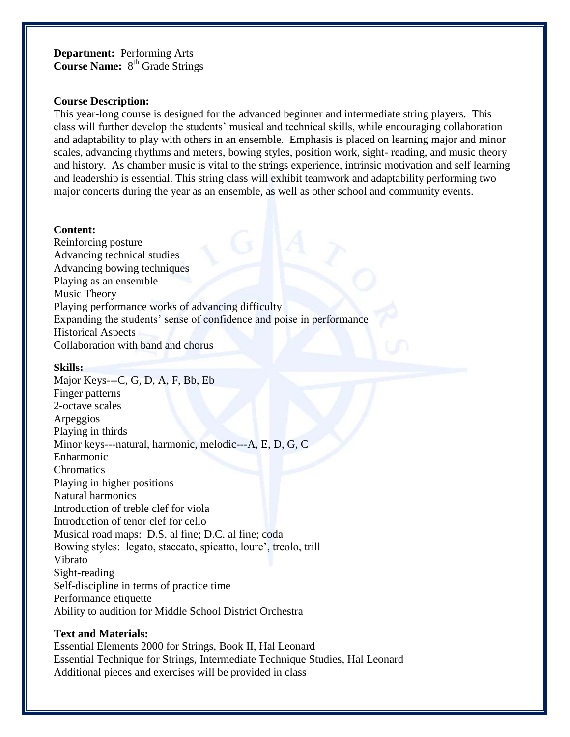**Department:** Performing Arts
**Course Name:** 8th Grade Strings

**Course Description:**
This year-long course is designed for the advanced beginner and intermediate string players. This class will further develop the students' musical and technical skills, while encouraging collaboration and adaptability to play with others in an ensemble. Emphasis is placed on learning major and minor scales, advancing rhythms and meters, bowing styles, position work, sight- reading, and music theory and history. As chamber music is vital to the strings experience, intrinsic motivation and self learning and leadership is essential. This string class will exhibit teamwork and adaptability performing two major concerts during the year as an ensemble, as well as other school and community events.

**Content:**
Reinforcing posture
Advancing technical studies
Advancing bowing techniques
Playing as an ensemble
Music Theory
Playing performance works of advancing difficulty
Expanding the students' sense of confidence and poise in performance
Historical Aspects
Collaboration with band and chorus

**Skills:**
Major Keys---C, G, D, A, F, Bb, Eb
Finger patterns
2-octave scales
Arpeggios
Playing in thirds
Minor keys---natural, harmonic, melodic---A, E, D, G, C
Enharmonic
Chromatics
Playing in higher positions
Natural harmonics
Introduction of treble clef for viola
Introduction of tenor clef for cello
Musical road maps: D.S. al fine; D.C. al fine; coda
Bowing styles: legato, staccato, spicatto, loure', treolo, trill
Vibrato
Sight-reading
Self-discipline in terms of practice time
Performance etiquette
Ability to audition for Middle School District Orchestra

**Text and Materials:**
Essential Elements 2000 for Strings, Book II, Hal Leonard
Essential Technique for Strings, Intermediate Technique Studies, Hal Leonard
Additional pieces and exercises will be provided in class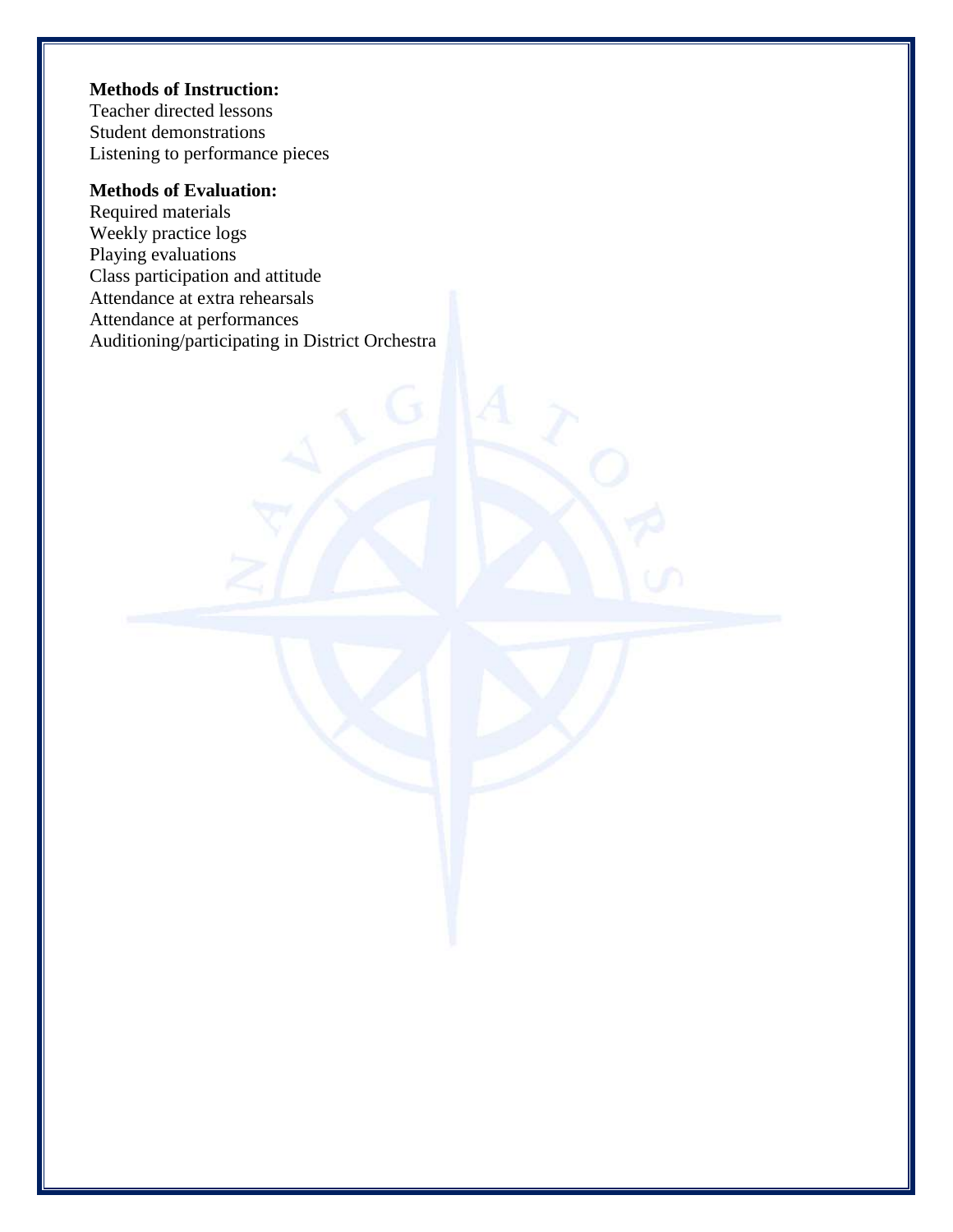**Methods of Instruction:**

Teacher directed lessons
Student demonstrations
Listening to performance pieces

**Methods of Evaluation:**

Required materials
Weekly practice logs
Playing evaluations
Class participation and attitude
Attendance at extra rehearsals
Attendance at performances
Auditioning/participating in District Orchestra